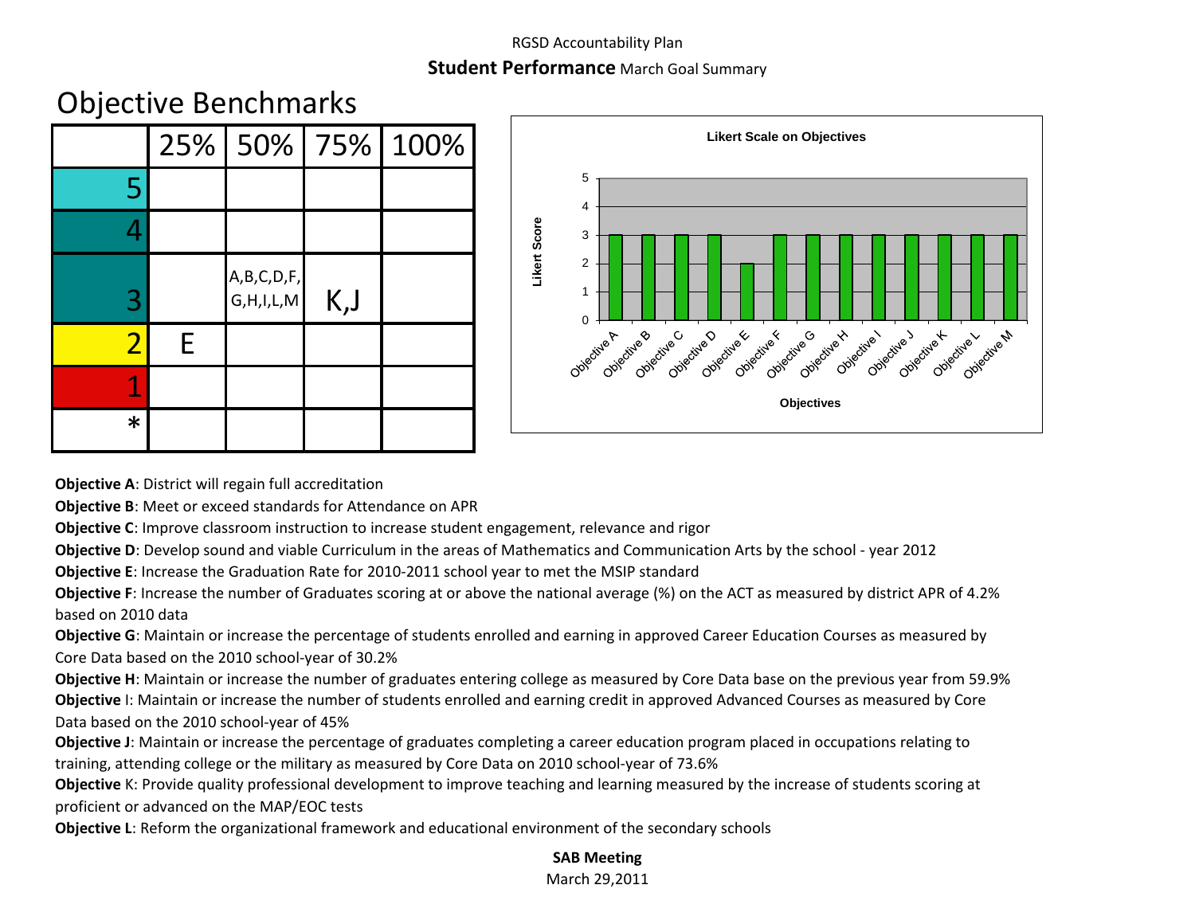RGSD Accountability Plan

**Student Performance** March Goal Summary

## Objective Benchmarks

| | 25% | 50% | 75% | 100% |
|---|---|---|---|---|
| 5 | | | | |
| 4 | | | | |
| 3 | | A,B,C,D,F, G,H,I,L,M | K,J | |
| 2 | E | | | |
| 1 | | | | |
| * | | | | |

**Likert Scale on Objectives**

| Objectives | Likert Score |
|---|---|
| Objective A | 3 |
| Objective B | 3 |
| Objective C | 3 |
| Objective D | 3 |
| Objective E | 2 |
| Objective F | 3 |
| Objective G | 3 |
| Objective H | 3 |
| Objective I | 3 |
| Objective J | 3 |
| Objective K | 3 |
| Objective L | 3 |
| Objective M | 3 |

**Objective A**: District will regain full accreditation

**Objective B**: Meet or exceed standards for Attendance on APR

**Objective C**: Improve classroom instruction to increase student engagement, relevance and rigor

**Objective D**: Develop sound and viable Curriculum in the areas of Mathematics and Communication Arts by the school - year 2012

**Objective E**: Increase the Graduation Rate for 2010-2011 school year to met the MSIP standard

**Objective F**: Increase the number of Graduates scoring at or above the national average (%) on the ACT as measured by district APR of 4.2% based on 2010 data

**Objective G**: Maintain or increase the percentage of students enrolled and earning in approved Career Education Courses as measured by Core Data based on the 2010 school-year of 30.2%

**Objective H**: Maintain or increase the number of graduates entering college as measured by Core Data base on the previous year from 59.9%

**Objective** I: Maintain or increase the number of students enrolled and earning credit in approved Advanced Courses as measured by Core Data based on the 2010 school-year of 45%

**Objective J**: Maintain or increase the percentage of graduates completing a career education program placed in occupations relating to training, attending college or the military as measured by Core Data on 2010 school-year of 73.6%

**Objective** K: Provide quality professional development to improve teaching and learning measured by the increase of students scoring at proficient or advanced on the MAP/EOC tests

**Objective L**: Reform the organizational framework and educational environment of the secondary schools

**SAB Meeting**

March 29,2011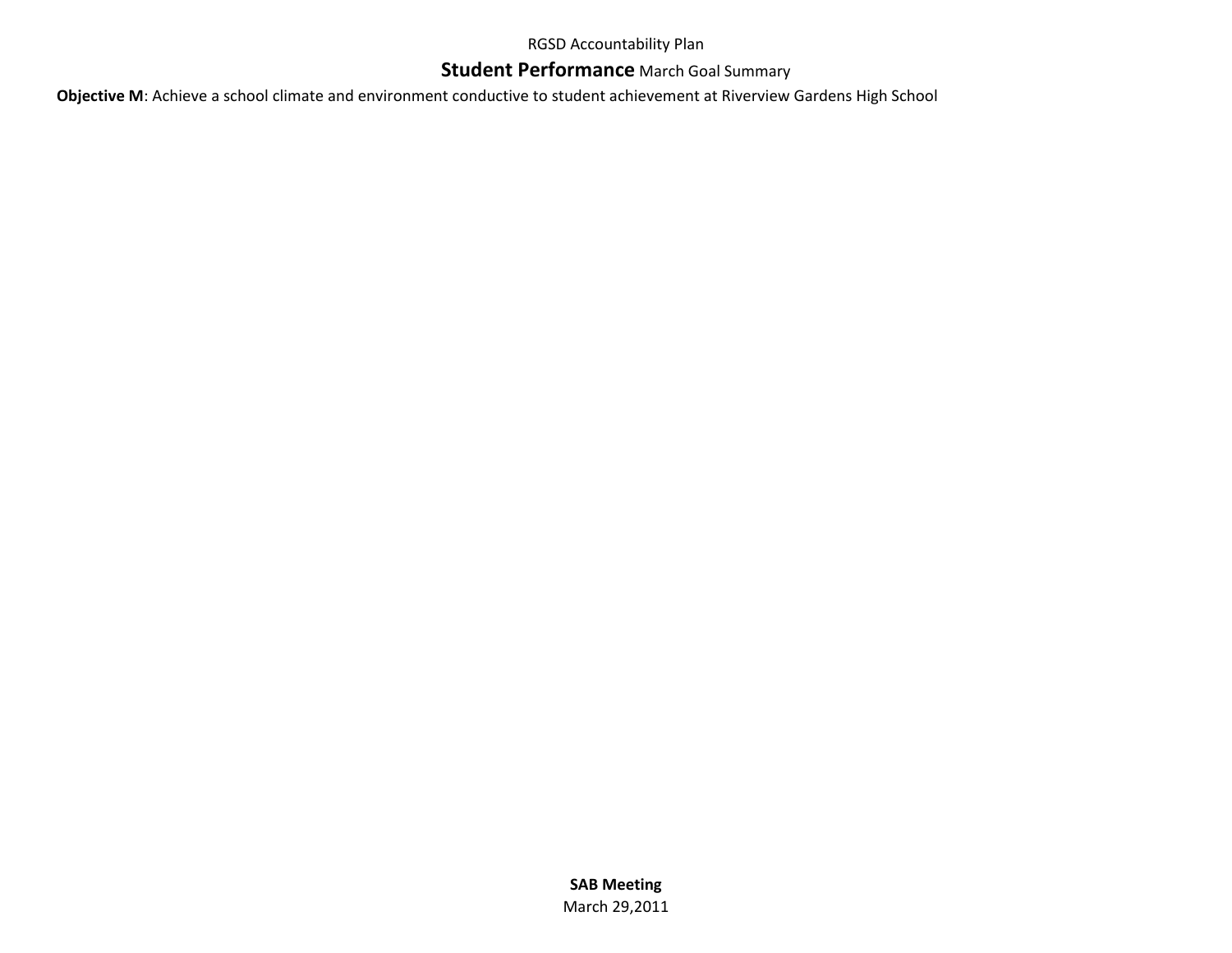RGSD Accountability Plan

## **Student Performance** March Goal Summary

**Objective M**: Achieve a school climate and environment conductive to student achievement at Riverview Gardens High School

**SAB Meeting**

March 29,2011